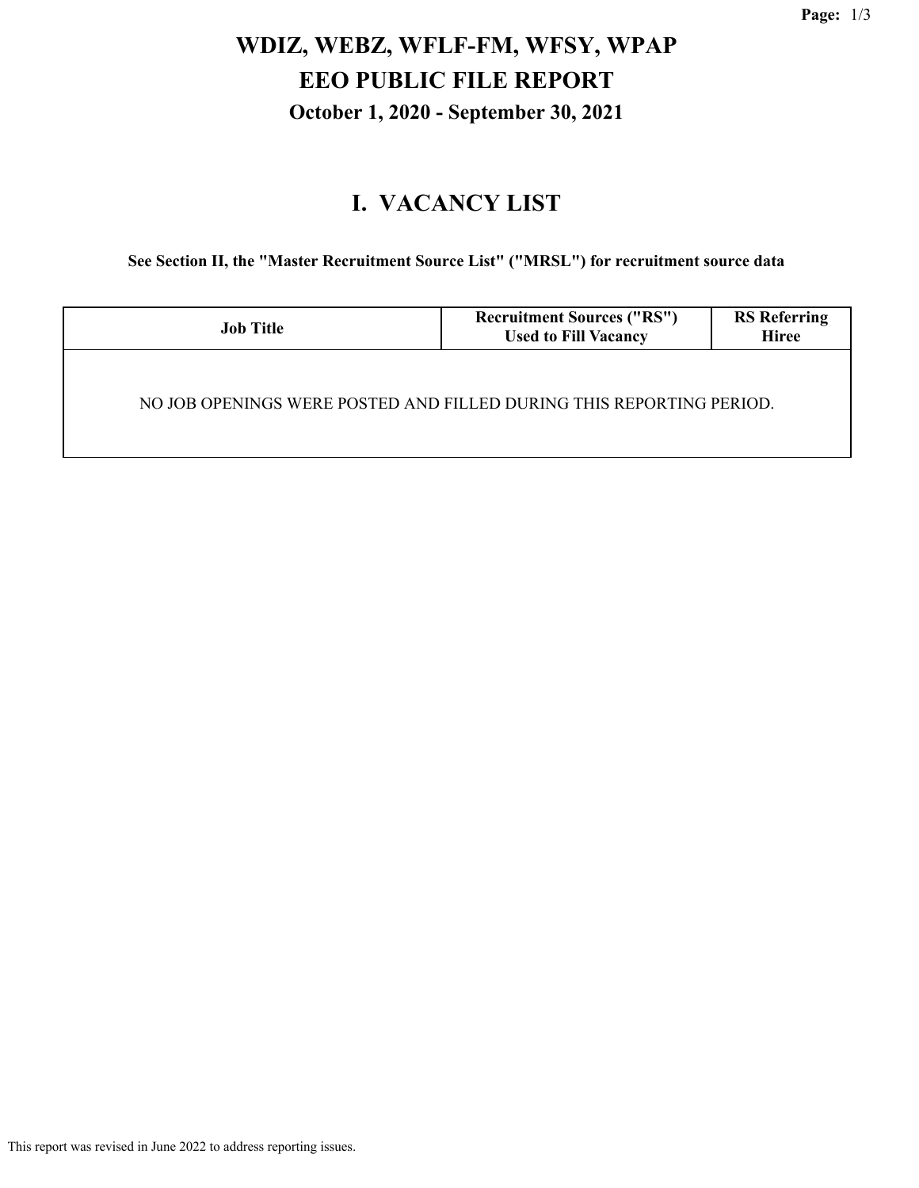# WDIZ, WEBZ, WFLF-FM, WFSY, WPAP
# EEO PUBLIC FILE REPORT
### October 1, 2020 - September 30, 2021

## I. VACANCY LIST

**See Section II, the "Master Recruitment Source List" ("MRSL") for recruitment source data**

| Job Title | Recruitment Sources ("RS") Used to Fill Vacancy | RS Referring Hiree |
|---|---|---|
| NO JOB OPENINGS WERE POSTED AND FILLED DURING THIS REPORTING PERIOD. | | |

This report was revised in June 2022 to address reporting issues.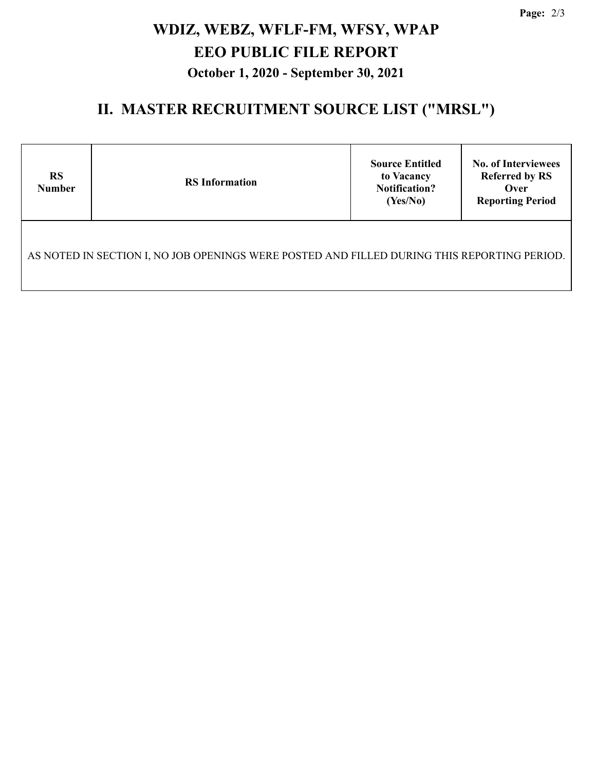# WDIZ, WEBZ, WFLF-FM, WFSY, WPAP

# EEO PUBLIC FILE REPORT

### October 1, 2020 - September 30, 2021

## II. MASTER RECRUITMENT SOURCE LIST ("MRSL")

| RS Number | RS Information | Source Entitled to Vacancy Notification? (Yes/No) | No. of Interviewees Referred by RS Over Reporting Period |
|---|---|---|---|
| AS NOTED IN SECTION I, NO JOB OPENINGS WERE POSTED AND FILLED DURING THIS REPORTING PERIOD. | | | |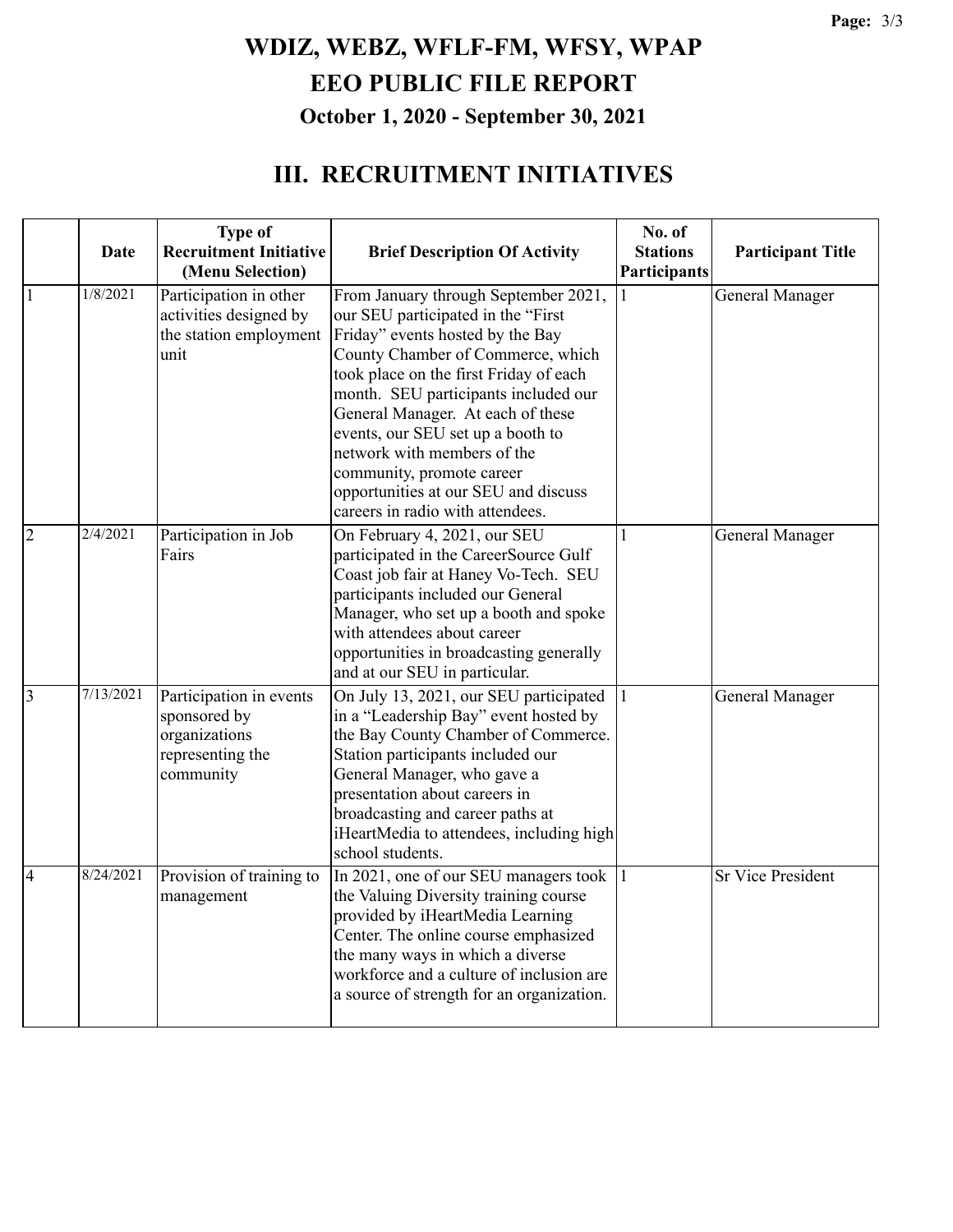# WDIZ, WEBZ, WFLF-FM, WFSY, WPAP

# EEO PUBLIC FILE REPORT

### October 1, 2020 - September 30, 2021

## III. RECRUITMENT INITIATIVES

| | Date | Type of Recruitment Initiative (Menu Selection) | Brief Description Of Activity | No. of Stations Participants | Participant Title |
|---|---|---|---|---|---|
| 1 | 1/8/2021 | Participation in other activities designed by the station employment unit | From January through September 2021, our SEU participated in the "First Friday" events hosted by the Bay County Chamber of Commerce, which took place on the first Friday of each month. SEU participants included our General Manager. At each of these events, our SEU set up a booth to network with members of the community, promote career opportunities at our SEU and discuss careers in radio with attendees. | 1 | General Manager |
| 2 | 2/4/2021 | Participation in Job Fairs | On February 4, 2021, our SEU participated in the CareerSource Gulf Coast job fair at Haney Vo-Tech. SEU participants included our General Manager, who set up a booth and spoke with attendees about career opportunities in broadcasting generally and at our SEU in particular. | 1 | General Manager |
| 3 | 7/13/2021 | Participation in events sponsored by organizations representing the community | On July 13, 2021, our SEU participated in a "Leadership Bay" event hosted by the Bay County Chamber of Commerce. Station participants included our General Manager, who gave a presentation about careers in broadcasting and career paths at iHeartMedia to attendees, including high school students. | 1 | General Manager |
| 4 | 8/24/2021 | Provision of training to management | In 2021, one of our SEU managers took the Valuing Diversity training course provided by iHeartMedia Learning Center. The online course emphasized the many ways in which a diverse workforce and a culture of inclusion are a source of strength for an organization. | 1 | Sr Vice President |